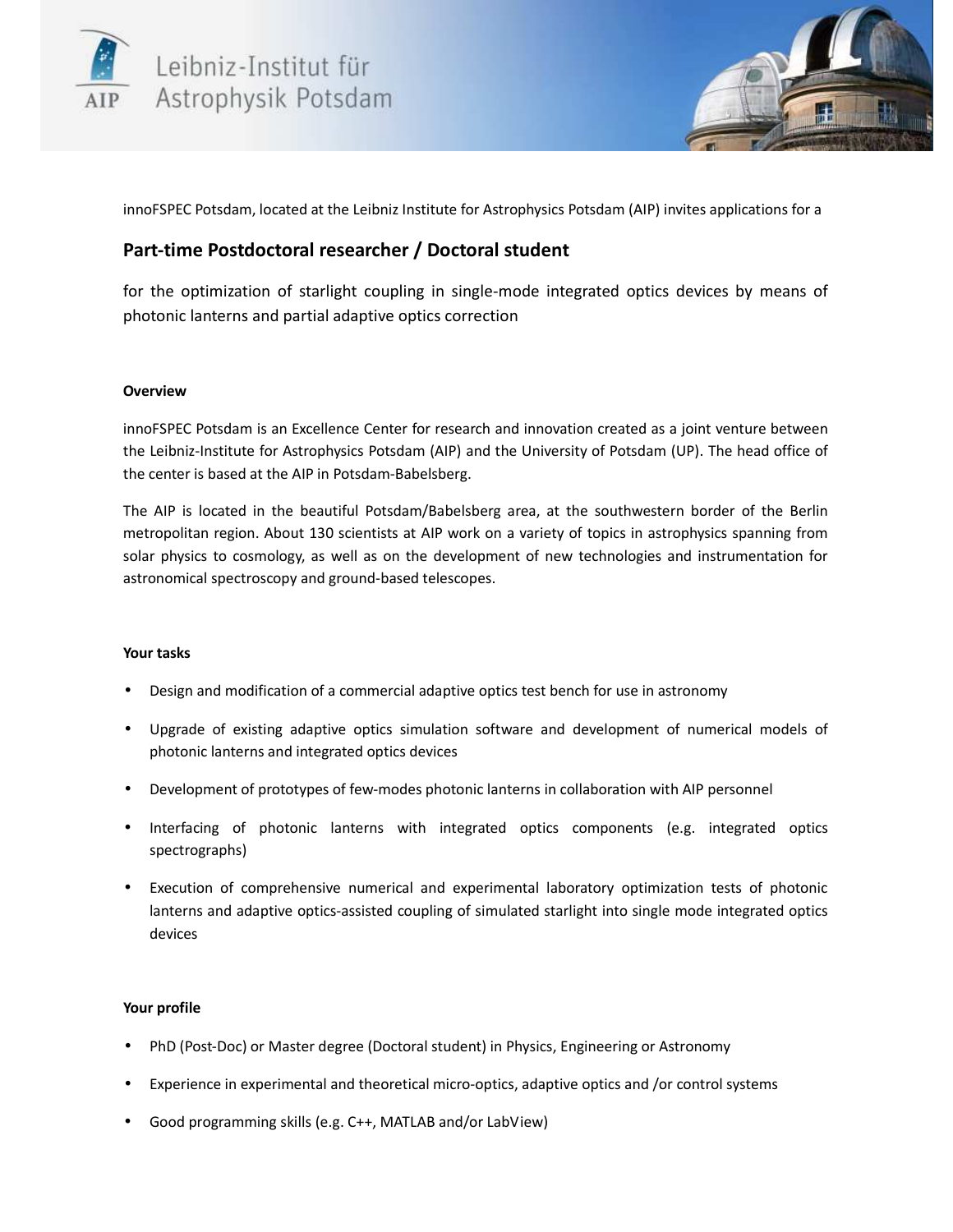Leibniz-Institut für Astrophysik Potsdam

innoFSPEC Potsdam, located at the Leibniz Institute for Astrophysics Potsdam (AIP) invites applications for a

## Part-time Postdoctoral researcher / Doctoral student

for the optimization of starlight coupling in single-mode integrated optics devices by means of photonic lanterns and partial adaptive optics correction

### Overview

innoFSPEC Potsdam is an Excellence Center for research and innovation created as a joint venture between the Leibniz-Institute for Astrophysics Potsdam (AIP) and the University of Potsdam (UP). The head office of the center is based at the AIP in Potsdam-Babelsberg.

The AIP is located in the beautiful Potsdam/Babelsberg area, at the southwestern border of the Berlin metropolitan region. About 130 scientists at AIP work on a variety of topics in astrophysics spanning from solar physics to cosmology, as well as on the development of new technologies and instrumentation for astronomical spectroscopy and ground-based telescopes.

### Your tasks

- Design and modification of a commercial adaptive optics test bench for use in astronomy
- Upgrade of existing adaptive optics simulation software and development of numerical models of photonic lanterns and integrated optics devices
- Development of prototypes of few-modes photonic lanterns in collaboration with AIP personnel
- Interfacing of photonic lanterns with integrated optics components (e.g. integrated optics spectrographs)
- Execution of comprehensive numerical and experimental laboratory optimization tests of photonic lanterns and adaptive optics-assisted coupling of simulated starlight into single mode integrated optics devices

### Your profile

- PhD (Post-Doc) or Master degree (Doctoral student) in Physics, Engineering or Astronomy
- Experience in experimental and theoretical micro-optics, adaptive optics and /or control systems
- Good programming skills (e.g. C++, MATLAB and/or LabView)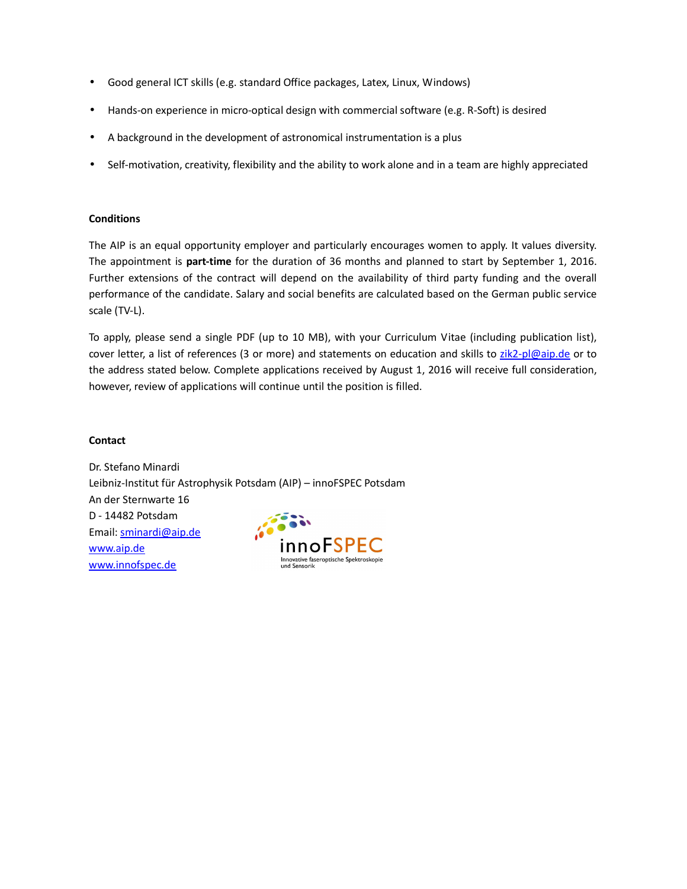- Good general ICT skills (e.g. standard Office packages, Latex, Linux, Windows)
- Hands-on experience in micro-optical design with commercial software (e.g. R-Soft) is desired
- A background in the development of astronomical instrumentation is a plus
- Self-motivation, creativity, flexibility and the ability to work alone and in a team are highly appreciated

**Conditions**

The AIP is an equal opportunity employer and particularly encourages women to apply. It values diversity. The appointment is **part-time** for the duration of 36 months and planned to start by September 1, 2016. Further extensions of the contract will depend on the availability of third party funding and the overall performance of the candidate. Salary and social benefits are calculated based on the German public service scale (TV-L).

To apply, please send a single PDF (up to 10 MB), with your Curriculum Vitae (including publication list), cover letter, a list of references (3 or more) and statements on education and skills to zik2-pl@aip.de or to the address stated below. Complete applications received by August 1, 2016 will receive full consideration, however, review of applications will continue until the position is filled.

**Contact**

Dr. Stefano Minardi
Leibniz-Institut für Astrophysik Potsdam (AIP) – innoFSPEC Potsdam
An der Sternwarte 16
D - 14482 Potsdam
Email: sminardi@aip.de
www.aip.de
www.innofspec.de

innoFSPEC
Innovative faseroptische Spektroskopie und Sensorik